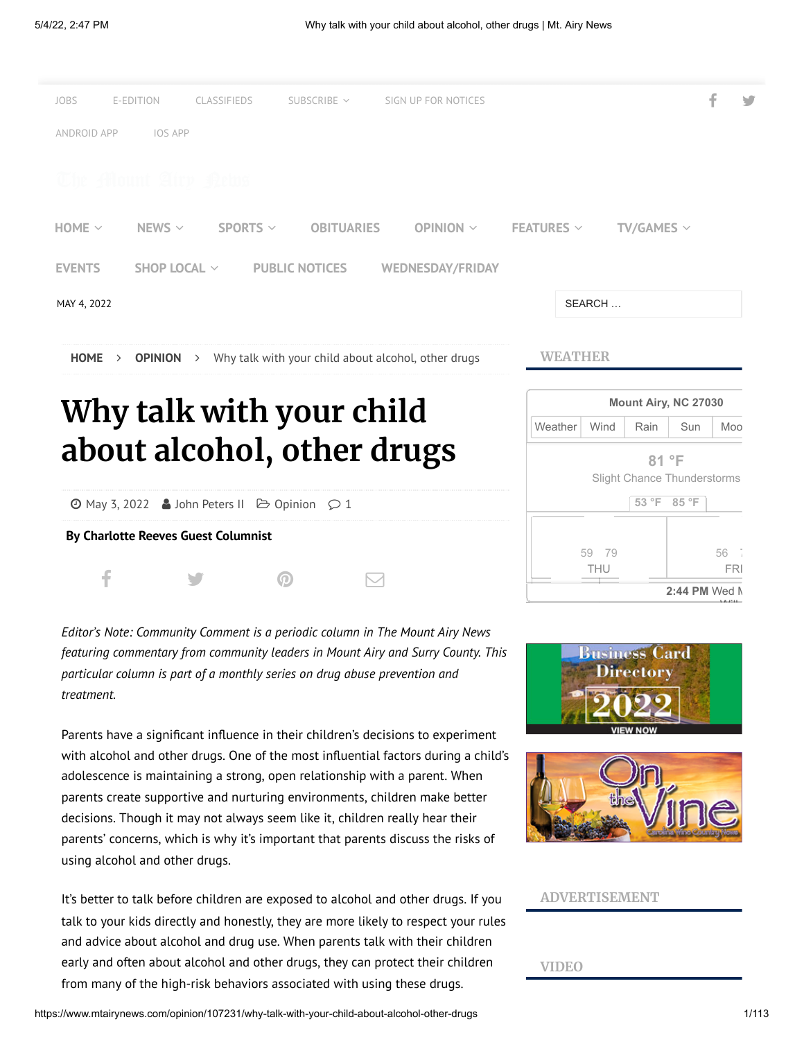# Why talk with your child about alcohol, other drugs

May 3, 2022 John Peters II Opinion 1

**By Charlotte Reeves Guest Columnist**

*Editor's Note: Community Comment is a periodic column in The Mount Airy News featuring commentary from community leaders in Mount Airy and Surry County. This particular column is part of a monthly series on drug abuse prevention and treatment.*

Parents have a significant influence in their children's decisions to experiment with alcohol and other drugs. One of the most influential factors during a child's adolescence is maintaining a strong, open relationship with a parent. When parents create supportive and nurturing environments, children make better decisions. Though it may not always seem like it, children really hear their parents' concerns, which is why it's important that parents discuss the risks of using alcohol and other drugs.

It's better to talk before children are exposed to alcohol and other drugs. If you talk to your kids directly and honestly, they are more likely to respect your rules and advice about alcohol and drug use. When parents talk with their children early and often about alcohol and other drugs, they can protect their children from many of the high-risk behaviors associated with using these drugs.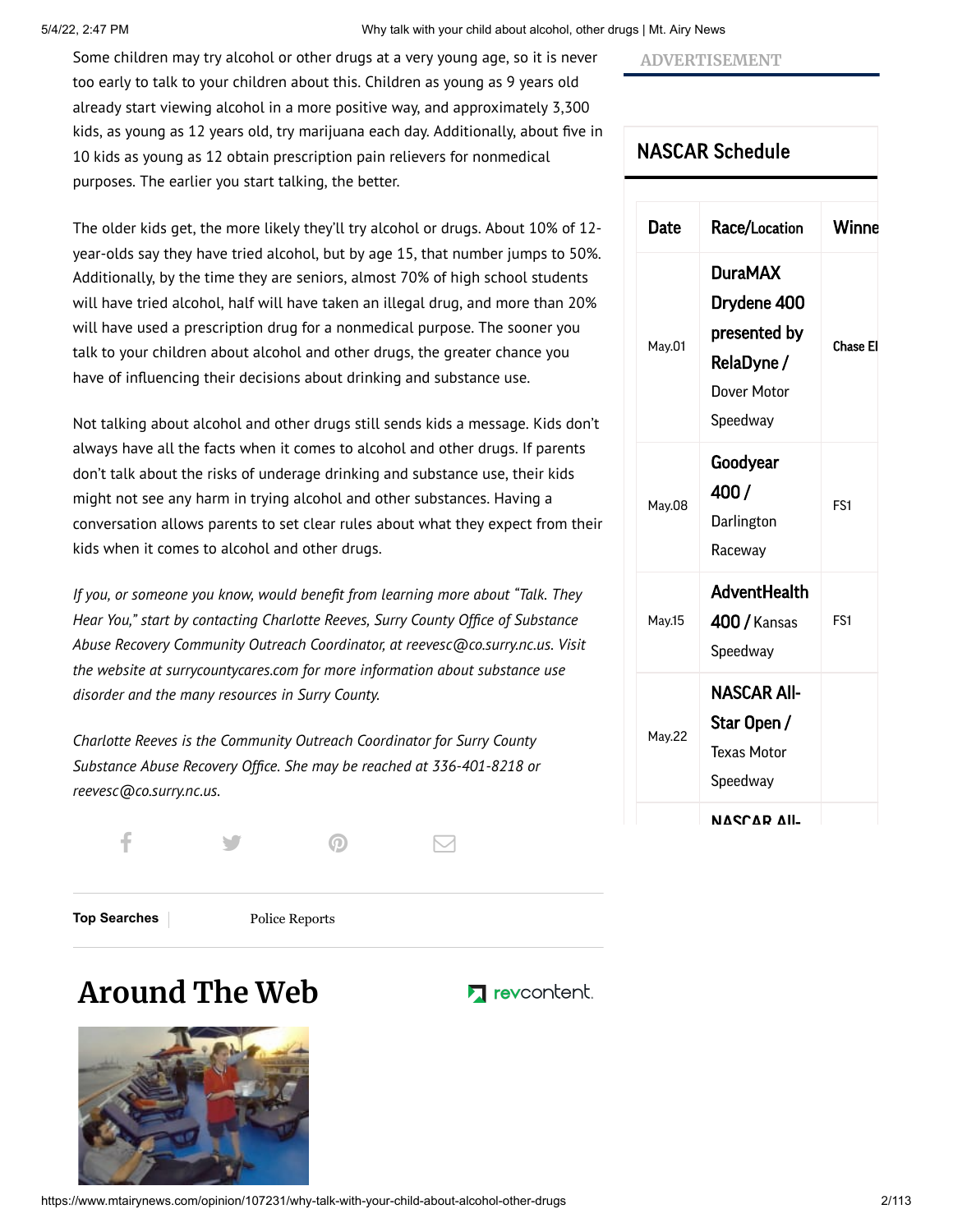Some children may try alcohol or other drugs at a very young age, so it is never too early to talk to your children about this. Children as young as 9 years old already start viewing alcohol in a more positive way, and approximately 3,300 kids, as young as 12 years old, try marijuana each day. Additionally, about five in 10 kids as young as 12 obtain prescription pain relievers for nonmedical purposes. The earlier you start talking, the better.

The older kids get, the more likely they'll try alcohol or drugs. About 10% of 12-year-olds say they have tried alcohol, but by age 15, that number jumps to 50%. Additionally, by the time they are seniors, almost 70% of high school students will have tried alcohol, half will have taken an illegal drug, and more than 20% will have used a prescription drug for a nonmedical purpose. The sooner you talk to your children about alcohol and other drugs, the greater chance you have of influencing their decisions about drinking and substance use.

Not talking about alcohol and other drugs still sends kids a message. Kids don't always have all the facts when it comes to alcohol and other drugs. If parents don't talk about the risks of underage drinking and substance use, their kids might not see any harm in trying alcohol and other substances. Having a conversation allows parents to set clear rules about what they expect from their kids when it comes to alcohol and other drugs.

*If you, or someone you know, would benefit from learning more about "Talk. They Hear You," start by contacting Charlotte Reeves, Surry County Office of Substance Abuse Recovery Community Outreach Coordinator, at reevesc@co.surry.nc.us. Visit the website at surrycountycares.com for more information about substance use disorder and the many resources in Surry County.*

*Charlotte Reeves is the Community Outreach Coordinator for Surry County Substance Abuse Recovery Office. She may be reached at 336-401-8218 or reevesc@co.surry.nc.us.*